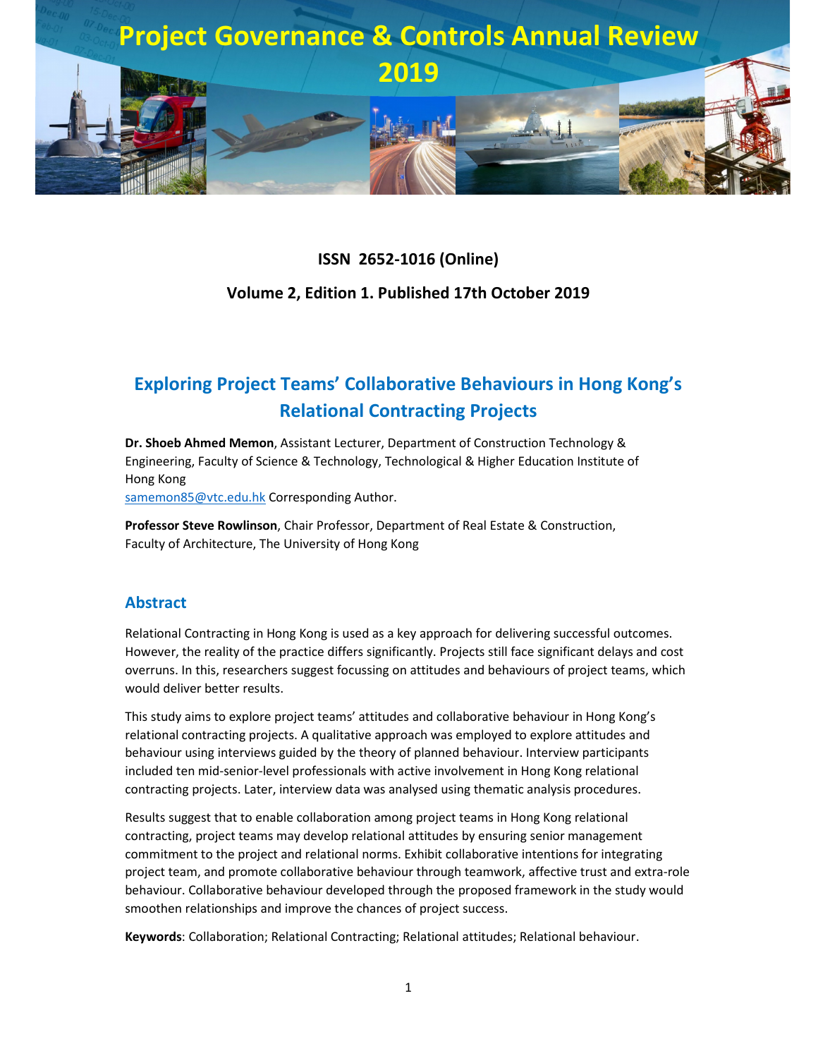# Project Governance & Controls Annual Review 2019

**ISSN 2652-1016 (Online)**

**Volume 2, Edition 1. Published 17th October 2019**

## Exploring Project Teams' Collaborative Behaviours in Hong Kong's Relational Contracting Projects

**Dr. Shoeb Ahmed Memon**, Assistant Lecturer, Department of Construction Technology & Engineering, Faculty of Science & Technology, Technological & Higher Education Institute of Hong Kong
samemon85@vtc.edu.hk Corresponding Author.

**Professor Steve Rowlinson**, Chair Professor, Department of Real Estate & Construction, Faculty of Architecture, The University of Hong Kong

### Abstract

Relational Contracting in Hong Kong is used as a key approach for delivering successful outcomes. However, the reality of the practice differs significantly. Projects still face significant delays and cost overruns. In this, researchers suggest focussing on attitudes and behaviours of project teams, which would deliver better results.

This study aims to explore project teams' attitudes and collaborative behaviour in Hong Kong's relational contracting projects. A qualitative approach was employed to explore attitudes and behaviour using interviews guided by the theory of planned behaviour. Interview participants included ten mid-senior-level professionals with active involvement in Hong Kong relational contracting projects. Later, interview data was analysed using thematic analysis procedures.

Results suggest that to enable collaboration among project teams in Hong Kong relational contracting, project teams may develop relational attitudes by ensuring senior management commitment to the project and relational norms. Exhibit collaborative intentions for integrating project team, and promote collaborative behaviour through teamwork, affective trust and extra-role behaviour. Collaborative behaviour developed through the proposed framework in the study would smoothen relationships and improve the chances of project success.

**Keywords**: Collaboration; Relational Contracting; Relational attitudes; Relational behaviour.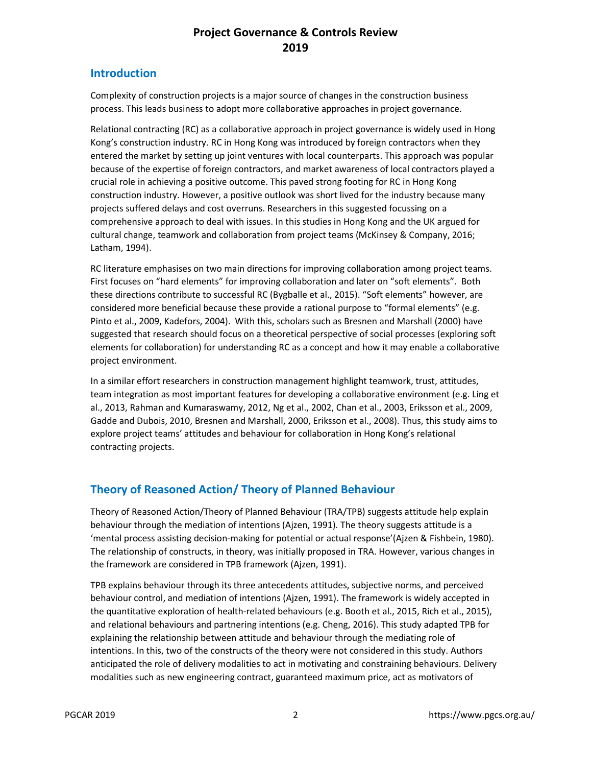## Introduction

Complexity of construction projects is a major source of changes in the construction business process. This leads business to adopt more collaborative approaches in project governance.

Relational contracting (RC) as a collaborative approach in project governance is widely used in Hong Kong's construction industry. RC in Hong Kong was introduced by foreign contractors when they entered the market by setting up joint ventures with local counterparts. This approach was popular because of the expertise of foreign contractors, and market awareness of local contractors played a crucial role in achieving a positive outcome. This paved strong footing for RC in Hong Kong construction industry. However, a positive outlook was short lived for the industry because many projects suffered delays and cost overruns. Researchers in this suggested focussing on a comprehensive approach to deal with issues. In this studies in Hong Kong and the UK argued for cultural change, teamwork and collaboration from project teams (McKinsey & Company, 2016; Latham, 1994).

RC literature emphasises on two main directions for improving collaboration among project teams. First focuses on "hard elements" for improving collaboration and later on "soft elements". Both these directions contribute to successful RC (Bygballe et al., 2015). "Soft elements" however, are considered more beneficial because these provide a rational purpose to "formal elements" (e.g. Pinto et al., 2009, Kadefors, 2004). With this, scholars such as Bresnen and Marshall (2000) have suggested that research should focus on a theoretical perspective of social processes (exploring soft elements for collaboration) for understanding RC as a concept and how it may enable a collaborative project environment.

In a similar effort researchers in construction management highlight teamwork, trust, attitudes, team integration as most important features for developing a collaborative environment (e.g. Ling et al., 2013, Rahman and Kumaraswamy, 2012, Ng et al., 2002, Chan et al., 2003, Eriksson et al., 2009, Gadde and Dubois, 2010, Bresnen and Marshall, 2000, Eriksson et al., 2008). Thus, this study aims to explore project teams' attitudes and behaviour for collaboration in Hong Kong's relational contracting projects.

## Theory of Reasoned Action/ Theory of Planned Behaviour

Theory of Reasoned Action/Theory of Planned Behaviour (TRA/TPB) suggests attitude help explain behaviour through the mediation of intentions (Ajzen, 1991). The theory suggests attitude is a 'mental process assisting decision-making for potential or actual response'(Ajzen & Fishbein, 1980). The relationship of constructs, in theory, was initially proposed in TRA. However, various changes in the framework are considered in TPB framework (Ajzen, 1991).

TPB explains behaviour through its three antecedents attitudes, subjective norms, and perceived behaviour control, and mediation of intentions (Ajzen, 1991). The framework is widely accepted in the quantitative exploration of health-related behaviours (e.g. Booth et al., 2015, Rich et al., 2015), and relational behaviours and partnering intentions (e.g. Cheng, 2016). This study adapted TPB for explaining the relationship between attitude and behaviour through the mediating role of intentions. In this, two of the constructs of the theory were not considered in this study. Authors anticipated the role of delivery modalities to act in motivating and constraining behaviours. Delivery modalities such as new engineering contract, guaranteed maximum price, act as motivators of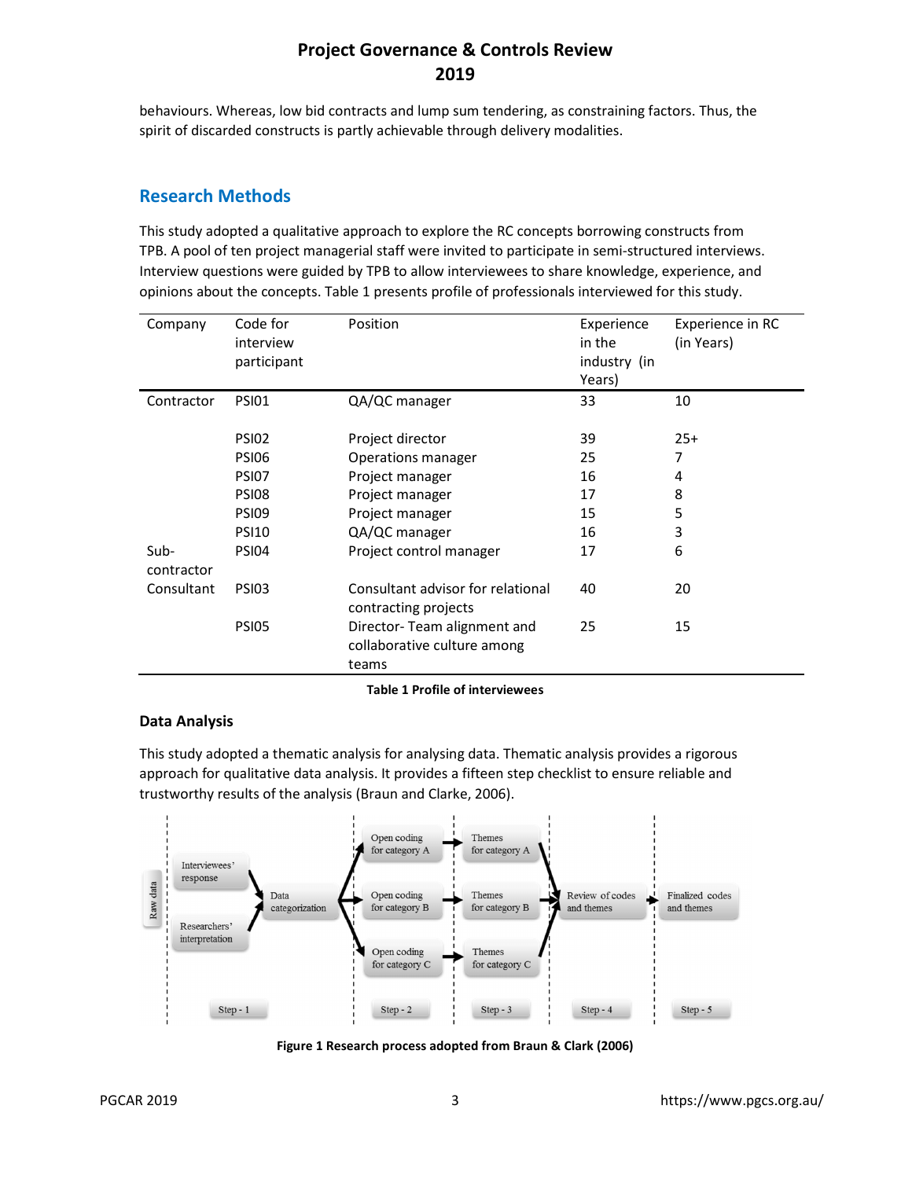behaviours. Whereas, low bid contracts and lump sum tendering, as constraining factors. Thus, the spirit of discarded constructs is partly achievable through delivery modalities.

## Research Methods

This study adopted a qualitative approach to explore the RC concepts borrowing constructs from TPB. A pool of ten project managerial staff were invited to participate in semi-structured interviews. Interview questions were guided by TPB to allow interviewees to share knowledge, experience, and opinions about the concepts. Table 1 presents profile of professionals interviewed for this study.

| Company | Code for interview participant | Position | Experience in the industry (in Years) | Experience in RC (in Years) |
|---|---|---|---|---|
| Contractor | PSI01 | QA/QC manager | 33 | 10 |
| | PSI02 | Project director | 39 | 25+ |
| | PSI06 | Operations manager | 25 | 7 |
| | PSI07 | Project manager | 16 | 4 |
| | PSI08 | Project manager | 17 | 8 |
| | PSI09 | Project manager | 15 | 5 |
| | PSI10 | QA/QC manager | 16 | 3 |
| Sub-contractor | PSI04 | Project control manager | 17 | 6 |
| Consultant | PSI03 | Consultant advisor for relational contracting projects | 40 | 20 |
| | PSI05 | Director- Team alignment and collaborative culture among teams | 25 | 15 |

**Table 1 Profile of interviewees**

### Data Analysis

This study adopted a thematic analysis for analysing data. Thematic analysis provides a rigorous approach for qualitative data analysis. It provides a fifteen step checklist to ensure reliable and trustworthy results of the analysis (Braun and Clarke, 2006).

**Figure 1 Research process adopted from Braun & Clark (2006)**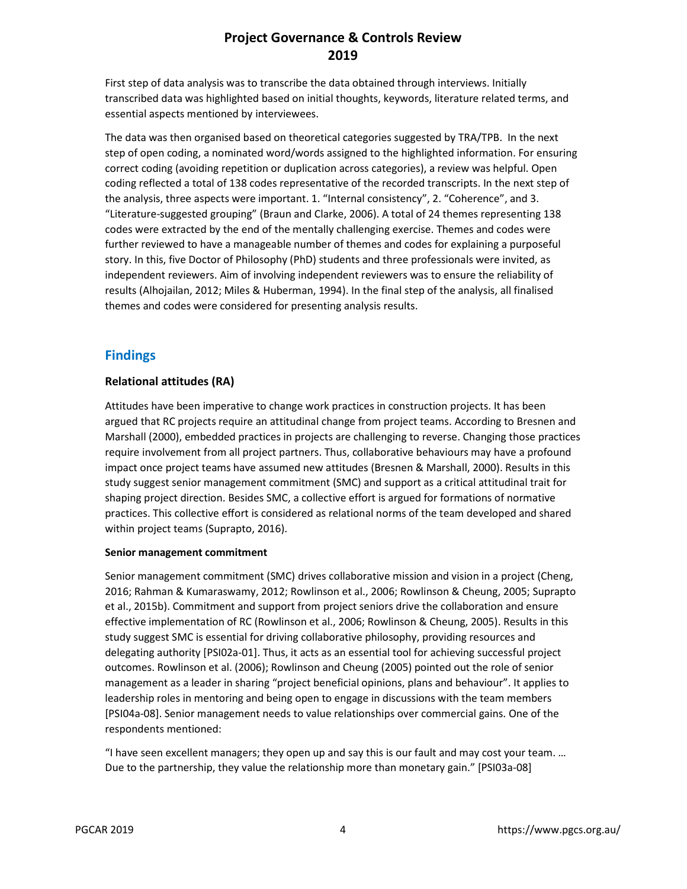First step of data analysis was to transcribe the data obtained through interviews. Initially transcribed data was highlighted based on initial thoughts, keywords, literature related terms, and essential aspects mentioned by interviewees.

The data was then organised based on theoretical categories suggested by TRA/TPB. In the next step of open coding, a nominated word/words assigned to the highlighted information. For ensuring correct coding (avoiding repetition or duplication across categories), a review was helpful. Open coding reflected a total of 138 codes representative of the recorded transcripts. In the next step of the analysis, three aspects were important. 1. "Internal consistency", 2. "Coherence", and 3. "Literature-suggested grouping" (Braun and Clarke, 2006). A total of 24 themes representing 138 codes were extracted by the end of the mentally challenging exercise. Themes and codes were further reviewed to have a manageable number of themes and codes for explaining a purposeful story. In this, five Doctor of Philosophy (PhD) students and three professionals were invited, as independent reviewers. Aim of involving independent reviewers was to ensure the reliability of results (Alhojailan, 2012; Miles & Huberman, 1994). In the final step of the analysis, all finalised themes and codes were considered for presenting analysis results.

## Findings

### Relational attitudes (RA)

Attitudes have been imperative to change work practices in construction projects. It has been argued that RC projects require an attitudinal change from project teams. According to Bresnen and Marshall (2000), embedded practices in projects are challenging to reverse. Changing those practices require involvement from all project partners. Thus, collaborative behaviours may have a profound impact once project teams have assumed new attitudes (Bresnen & Marshall, 2000). Results in this study suggest senior management commitment (SMC) and support as a critical attitudinal trait for shaping project direction. Besides SMC, a collective effort is argued for formations of normative practices. This collective effort is considered as relational norms of the team developed and shared within project teams (Suprapto, 2016).

#### Senior management commitment

Senior management commitment (SMC) drives collaborative mission and vision in a project (Cheng, 2016; Rahman & Kumaraswamy, 2012; Rowlinson et al., 2006; Rowlinson & Cheung, 2005; Suprapto et al., 2015b). Commitment and support from project seniors drive the collaboration and ensure effective implementation of RC (Rowlinson et al., 2006; Rowlinson & Cheung, 2005). Results in this study suggest SMC is essential for driving collaborative philosophy, providing resources and delegating authority [PSI02a-01]. Thus, it acts as an essential tool for achieving successful project outcomes. Rowlinson et al. (2006); Rowlinson and Cheung (2005) pointed out the role of senior management as a leader in sharing "project beneficial opinions, plans and behaviour". It applies to leadership roles in mentoring and being open to engage in discussions with the team members [PSI04a-08]. Senior management needs to value relationships over commercial gains. One of the respondents mentioned:

"I have seen excellent managers; they open up and say this is our fault and may cost your team. … Due to the partnership, they value the relationship more than monetary gain." [PSI03a-08]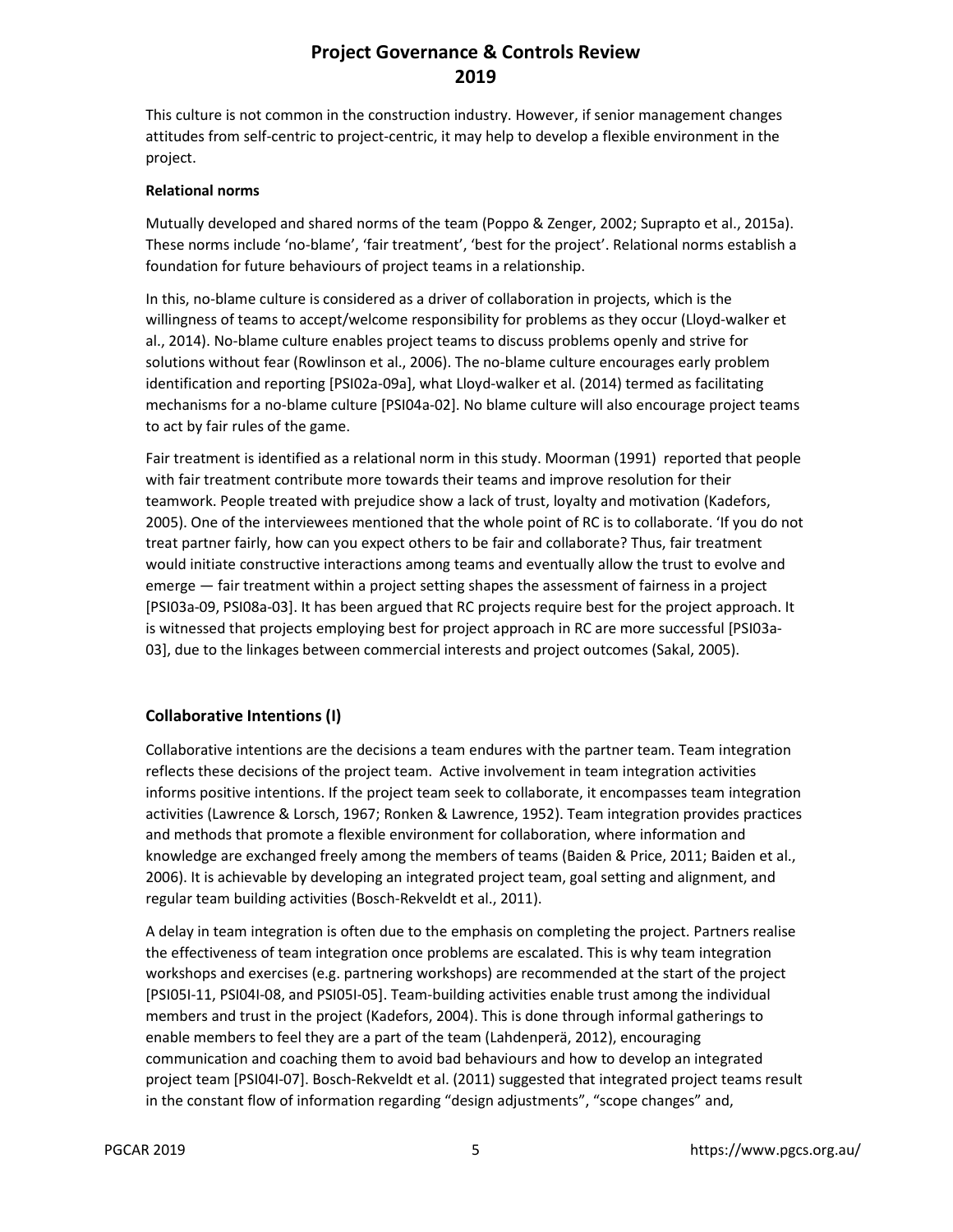This culture is not common in the construction industry. However, if senior management changes attitudes from self-centric to project-centric, it may help to develop a flexible environment in the project.

**Relational norms**

Mutually developed and shared norms of the team (Poppo & Zenger, 2002; Suprapto et al., 2015a). These norms include 'no-blame', 'fair treatment', 'best for the project'. Relational norms establish a foundation for future behaviours of project teams in a relationship.

In this, no-blame culture is considered as a driver of collaboration in projects, which is the willingness of teams to accept/welcome responsibility for problems as they occur (Lloyd-walker et al., 2014). No-blame culture enables project teams to discuss problems openly and strive for solutions without fear (Rowlinson et al., 2006). The no-blame culture encourages early problem identification and reporting [PSI02a-09a], what Lloyd-walker et al. (2014) termed as facilitating mechanisms for a no-blame culture [PSI04a-02]. No blame culture will also encourage project teams to act by fair rules of the game.

Fair treatment is identified as a relational norm in this study. Moorman (1991) reported that people with fair treatment contribute more towards their teams and improve resolution for their teamwork. People treated with prejudice show a lack of trust, loyalty and motivation (Kadefors, 2005). One of the interviewees mentioned that the whole point of RC is to collaborate. 'If you do not treat partner fairly, how can you expect others to be fair and collaborate? Thus, fair treatment would initiate constructive interactions among teams and eventually allow the trust to evolve and emerge — fair treatment within a project setting shapes the assessment of fairness in a project [PSI03a-09, PSI08a-03]. It has been argued that RC projects require best for the project approach. It is witnessed that projects employing best for project approach in RC are more successful [PSI03a-03], due to the linkages between commercial interests and project outcomes (Sakal, 2005).

## Collaborative Intentions (I)

Collaborative intentions are the decisions a team endures with the partner team. Team integration reflects these decisions of the project team. Active involvement in team integration activities informs positive intentions. If the project team seek to collaborate, it encompasses team integration activities (Lawrence & Lorsch, 1967; Ronken & Lawrence, 1952). Team integration provides practices and methods that promote a flexible environment for collaboration, where information and knowledge are exchanged freely among the members of teams (Baiden & Price, 2011; Baiden et al., 2006). It is achievable by developing an integrated project team, goal setting and alignment, and regular team building activities (Bosch-Rekveldt et al., 2011).

A delay in team integration is often due to the emphasis on completing the project. Partners realise the effectiveness of team integration once problems are escalated. This is why team integration workshops and exercises (e.g. partnering workshops) are recommended at the start of the project [PSI05I-11, PSI04I-08, and PSI05I-05]. Team-building activities enable trust among the individual members and trust in the project (Kadefors, 2004). This is done through informal gatherings to enable members to feel they are a part of the team (Lahdenperä, 2012), encouraging communication and coaching them to avoid bad behaviours and how to develop an integrated project team [PSI04I-07]. Bosch-Rekveldt et al. (2011) suggested that integrated project teams result in the constant flow of information regarding "design adjustments", "scope changes" and,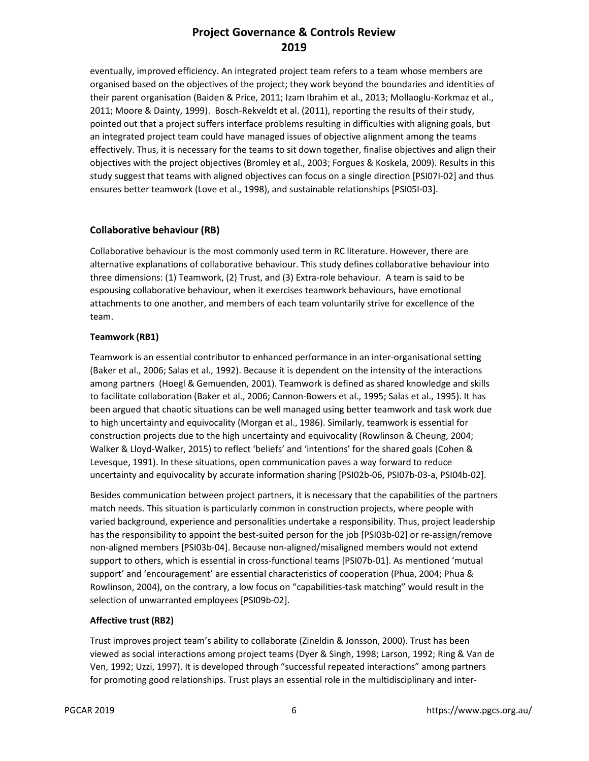eventually, improved efficiency. An integrated project team refers to a team whose members are organised based on the objectives of the project; they work beyond the boundaries and identities of their parent organisation (Baiden & Price, 2011; Izam Ibrahim et al., 2013; Mollaoglu-Korkmaz et al., 2011; Moore & Dainty, 1999). Bosch-Rekveldt et al. (2011), reporting the results of their study, pointed out that a project suffers interface problems resulting in difficulties with aligning goals, but an integrated project team could have managed issues of objective alignment among the teams effectively. Thus, it is necessary for the teams to sit down together, finalise objectives and align their objectives with the project objectives (Bromley et al., 2003; Forgues & Koskela, 2009). Results in this study suggest that teams with aligned objectives can focus on a single direction [PSI07I-02] and thus ensures better teamwork (Love et al., 1998), and sustainable relationships [PSI05I-03].

## Collaborative behaviour (RB)

Collaborative behaviour is the most commonly used term in RC literature. However, there are alternative explanations of collaborative behaviour. This study defines collaborative behaviour into three dimensions: (1) Teamwork, (2) Trust, and (3) Extra-role behaviour. A team is said to be espousing collaborative behaviour, when it exercises teamwork behaviours, have emotional attachments to one another, and members of each team voluntarily strive for excellence of the team.

### Teamwork (RB1)

Teamwork is an essential contributor to enhanced performance in an inter-organisational setting (Baker et al., 2006; Salas et al., 1992). Because it is dependent on the intensity of the interactions among partners (Hoegl & Gemuenden, 2001). Teamwork is defined as shared knowledge and skills to facilitate collaboration (Baker et al., 2006; Cannon-Bowers et al., 1995; Salas et al., 1995). It has been argued that chaotic situations can be well managed using better teamwork and task work due to high uncertainty and equivocality (Morgan et al., 1986). Similarly, teamwork is essential for construction projects due to the high uncertainty and equivocality (Rowlinson & Cheung, 2004; Walker & Lloyd-Walker, 2015) to reflect 'beliefs' and 'intentions' for the shared goals (Cohen & Levesque, 1991). In these situations, open communication paves a way forward to reduce uncertainty and equivocality by accurate information sharing [PSI02b-06, PSI07b-03-a, PSI04b-02].

Besides communication between project partners, it is necessary that the capabilities of the partners match needs. This situation is particularly common in construction projects, where people with varied background, experience and personalities undertake a responsibility. Thus, project leadership has the responsibility to appoint the best-suited person for the job [PSI03b-02] or re-assign/remove non-aligned members [PSI03b-04]. Because non-aligned/misaligned members would not extend support to others, which is essential in cross-functional teams [PSI07b-01]. As mentioned 'mutual support' and 'encouragement' are essential characteristics of cooperation (Phua, 2004; Phua & Rowlinson, 2004), on the contrary, a low focus on "capabilities-task matching" would result in the selection of unwarranted employees [PSI09b-02].

### Affective trust (RB2)

Trust improves project team's ability to collaborate (Zineldin & Jonsson, 2000). Trust has been viewed as social interactions among project teams (Dyer & Singh, 1998; Larson, 1992; Ring & Van de Ven, 1992; Uzzi, 1997). It is developed through "successful repeated interactions" among partners for promoting good relationships. Trust plays an essential role in the multidisciplinary and inter-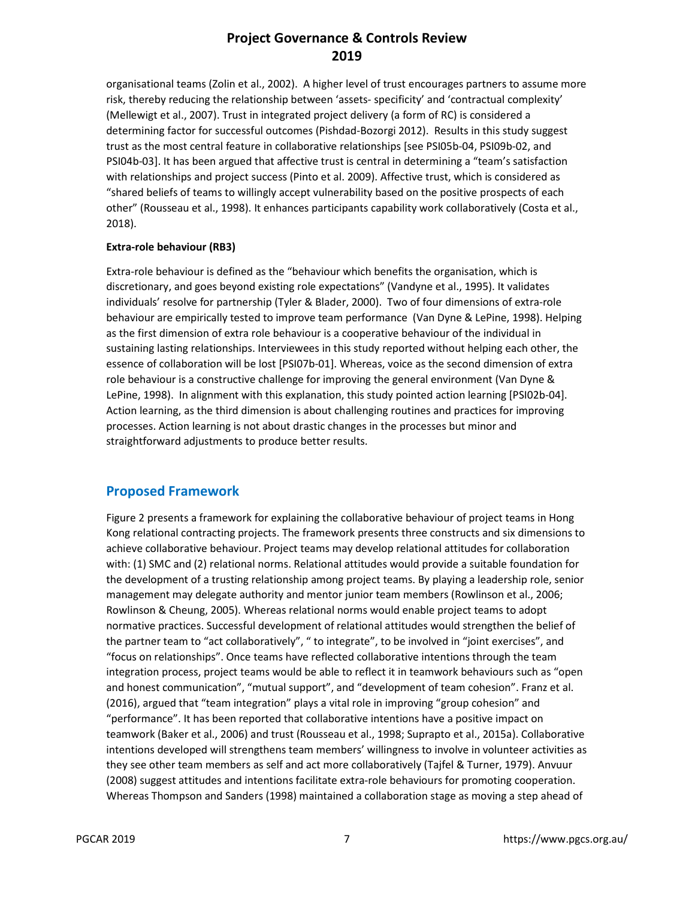organisational teams (Zolin et al., 2002). A higher level of trust encourages partners to assume more risk, thereby reducing the relationship between 'assets- specificity' and 'contractual complexity' (Mellewigt et al., 2007). Trust in integrated project delivery (a form of RC) is considered a determining factor for successful outcomes (Pishdad-Bozorgi 2012). Results in this study suggest trust as the most central feature in collaborative relationships [see PSI05b-04, PSI09b-02, and PSI04b-03]. It has been argued that affective trust is central in determining a "team's satisfaction with relationships and project success (Pinto et al. 2009). Affective trust, which is considered as "shared beliefs of teams to willingly accept vulnerability based on the positive prospects of each other" (Rousseau et al., 1998). It enhances participants capability work collaboratively (Costa et al., 2018).

**Extra-role behaviour (RB3)**

Extra-role behaviour is defined as the "behaviour which benefits the organisation, which is discretionary, and goes beyond existing role expectations" (Vandyne et al., 1995). It validates individuals' resolve for partnership (Tyler & Blader, 2000). Two of four dimensions of extra-role behaviour are empirically tested to improve team performance (Van Dyne & LePine, 1998). Helping as the first dimension of extra role behaviour is a cooperative behaviour of the individual in sustaining lasting relationships. Interviewees in this study reported without helping each other, the essence of collaboration will be lost [PSI07b-01]. Whereas, voice as the second dimension of extra role behaviour is a constructive challenge for improving the general environment (Van Dyne & LePine, 1998). In alignment with this explanation, this study pointed action learning [PSI02b-04]. Action learning, as the third dimension is about challenging routines and practices for improving processes. Action learning is not about drastic changes in the processes but minor and straightforward adjustments to produce better results.

## Proposed Framework

Figure 2 presents a framework for explaining the collaborative behaviour of project teams in Hong Kong relational contracting projects. The framework presents three constructs and six dimensions to achieve collaborative behaviour. Project teams may develop relational attitudes for collaboration with: (1) SMC and (2) relational norms. Relational attitudes would provide a suitable foundation for the development of a trusting relationship among project teams. By playing a leadership role, senior management may delegate authority and mentor junior team members (Rowlinson et al., 2006; Rowlinson & Cheung, 2005). Whereas relational norms would enable project teams to adopt normative practices. Successful development of relational attitudes would strengthen the belief of the partner team to "act collaboratively", " to integrate", to be involved in "joint exercises", and "focus on relationships". Once teams have reflected collaborative intentions through the team integration process, project teams would be able to reflect it in teamwork behaviours such as "open and honest communication", "mutual support", and "development of team cohesion". Franz et al. (2016), argued that "team integration" plays a vital role in improving "group cohesion" and "performance". It has been reported that collaborative intentions have a positive impact on teamwork (Baker et al., 2006) and trust (Rousseau et al., 1998; Suprapto et al., 2015a). Collaborative intentions developed will strengthens team members' willingness to involve in volunteer activities as they see other team members as self and act more collaboratively (Tajfel & Turner, 1979). Anvuur (2008) suggest attitudes and intentions facilitate extra-role behaviours for promoting cooperation. Whereas Thompson and Sanders (1998) maintained a collaboration stage as moving a step ahead of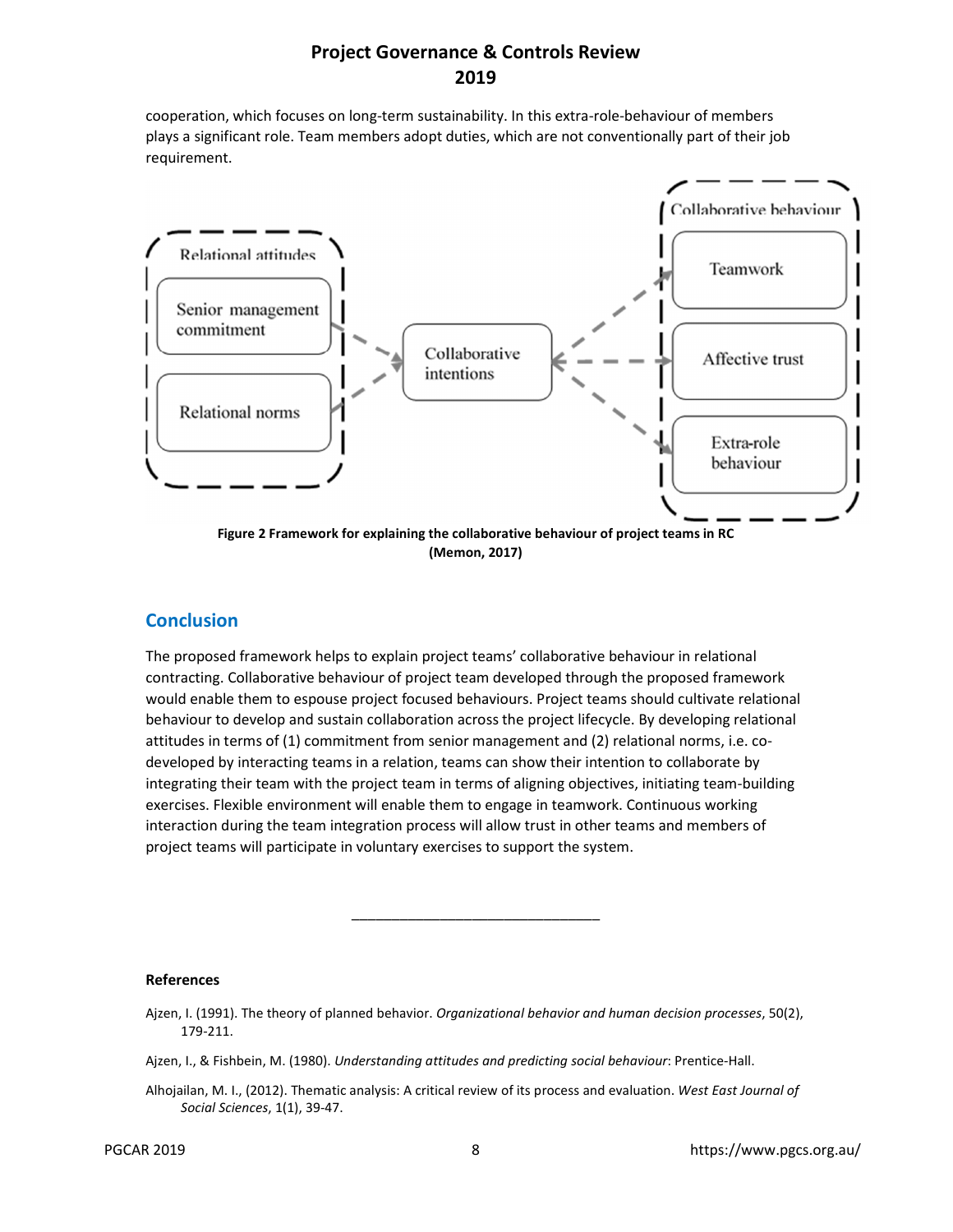cooperation, which focuses on long-term sustainability. In this extra-role-behaviour of members plays a significant role. Team members adopt duties, which are not conventionally part of their job requirement.

**Figure 2 Framework for explaining the collaborative behaviour of project teams in RC (Memon, 2017)**

## Conclusion

The proposed framework helps to explain project teams' collaborative behaviour in relational contracting. Collaborative behaviour of project team developed through the proposed framework would enable them to espouse project focused behaviours. Project teams should cultivate relational behaviour to develop and sustain collaboration across the project lifecycle. By developing relational attitudes in terms of (1) commitment from senior management and (2) relational norms, i.e. co-developed by interacting teams in a relation, teams can show their intention to collaborate by integrating their team with the project team in terms of aligning objectives, initiating team-building exercises. Flexible environment will enable them to engage in teamwork. Continuous working interaction during the team integration process will allow trust in other teams and members of project teams will participate in voluntary exercises to support the system.

---

**References**

Ajzen, I. (1991). The theory of planned behavior. *Organizational behavior and human decision processes*, 50(2), 179-211.

Ajzen, I., & Fishbein, M. (1980). *Understanding attitudes and predicting social behaviour*: Prentice-Hall.

Alhojailan, M. I., (2012). Thematic analysis: A critical review of its process and evaluation. *West East Journal of Social Sciences*, 1(1), 39-47.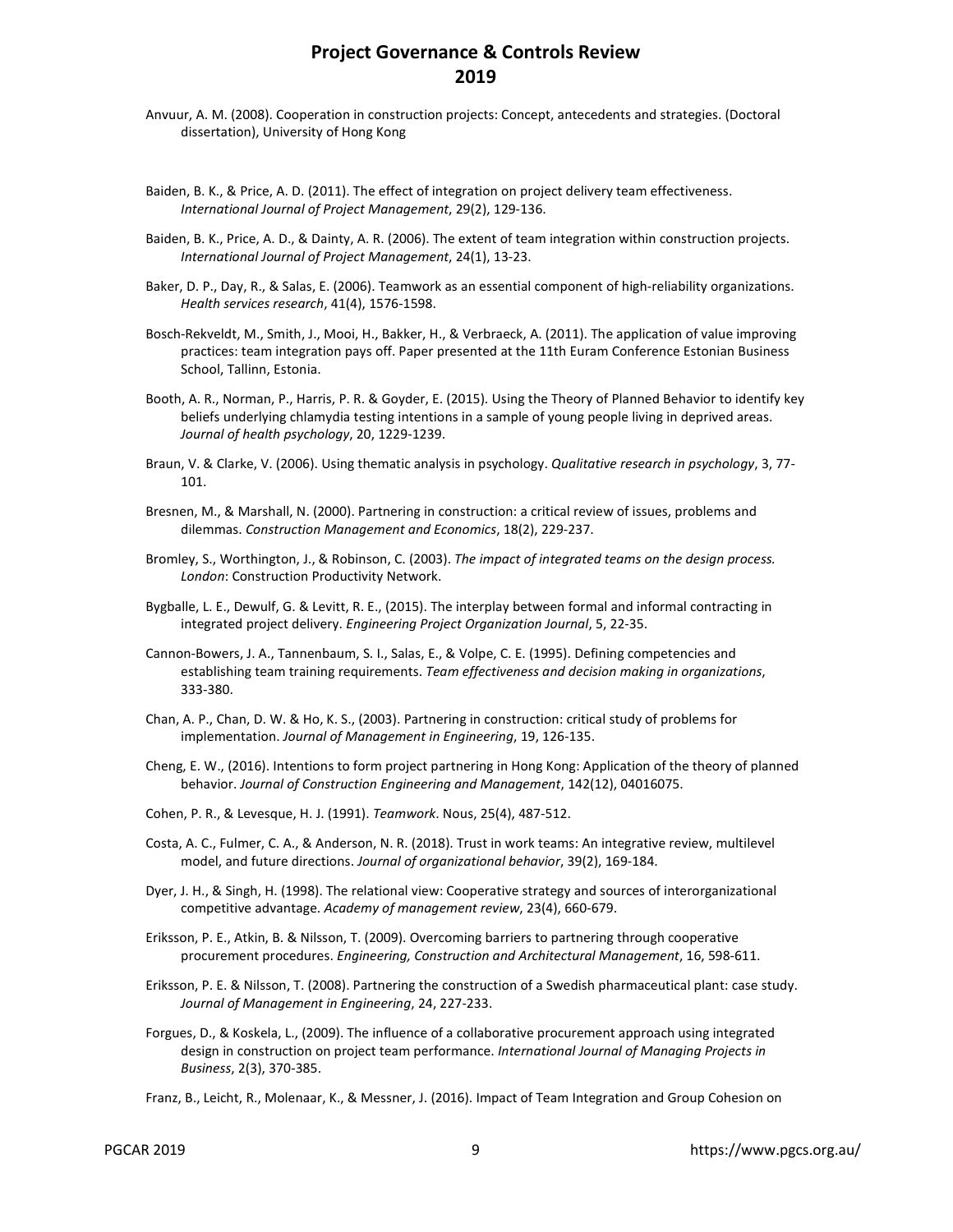Anvuur, A. M. (2008). Cooperation in construction projects: Concept, antecedents and strategies. (Doctoral dissertation), University of Hong Kong

Baiden, B. K., & Price, A. D. (2011). The effect of integration on project delivery team effectiveness. *International Journal of Project Management*, 29(2), 129-136.

Baiden, B. K., Price, A. D., & Dainty, A. R. (2006). The extent of team integration within construction projects. *International Journal of Project Management*, 24(1), 13-23.

Baker, D. P., Day, R., & Salas, E. (2006). Teamwork as an essential component of high-reliability organizations. *Health services research*, 41(4), 1576-1598.

Bosch-Rekveldt, M., Smith, J., Mooi, H., Bakker, H., & Verbraeck, A. (2011). The application of value improving practices: team integration pays off. Paper presented at the 11th Euram Conference Estonian Business School, Tallinn, Estonia.

Booth, A. R., Norman, P., Harris, P. R. & Goyder, E. (2015). Using the Theory of Planned Behavior to identify key beliefs underlying chlamydia testing intentions in a sample of young people living in deprived areas. *Journal of health psychology*, 20, 1229-1239.

Braun, V. & Clarke, V. (2006). Using thematic analysis in psychology. *Qualitative research in psychology*, 3, 77-101.

Bresnen, M., & Marshall, N. (2000). Partnering in construction: a critical review of issues, problems and dilemmas. *Construction Management and Economics*, 18(2), 229-237.

Bromley, S., Worthington, J., & Robinson, C. (2003). *The impact of integrated teams on the design process. London*: Construction Productivity Network.

Bygballe, L. E., Dewulf, G. & Levitt, R. E., (2015). The interplay between formal and informal contracting in integrated project delivery. *Engineering Project Organization Journal*, 5, 22-35.

Cannon-Bowers, J. A., Tannenbaum, S. I., Salas, E., & Volpe, C. E. (1995). Defining competencies and establishing team training requirements. *Team effectiveness and decision making in organizations*, 333-380.

Chan, A. P., Chan, D. W. & Ho, K. S., (2003). Partnering in construction: critical study of problems for implementation. *Journal of Management in Engineering*, 19, 126-135.

Cheng, E. W., (2016). Intentions to form project partnering in Hong Kong: Application of the theory of planned behavior. *Journal of Construction Engineering and Management*, 142(12), 04016075.

Cohen, P. R., & Levesque, H. J. (1991). *Teamwork*. Nous, 25(4), 487-512.

Costa, A. C., Fulmer, C. A., & Anderson, N. R. (2018). Trust in work teams: An integrative review, multilevel model, and future directions. *Journal of organizational behavior*, 39(2), 169-184.

Dyer, J. H., & Singh, H. (1998). The relational view: Cooperative strategy and sources of interorganizational competitive advantage. *Academy of management review*, 23(4), 660-679.

Eriksson, P. E., Atkin, B. & Nilsson, T. (2009). Overcoming barriers to partnering through cooperative procurement procedures. *Engineering, Construction and Architectural Management*, 16, 598-611.

Eriksson, P. E. & Nilsson, T. (2008). Partnering the construction of a Swedish pharmaceutical plant: case study. *Journal of Management in Engineering*, 24, 227-233.

Forgues, D., & Koskela, L., (2009). The influence of a collaborative procurement approach using integrated design in construction on project team performance. *International Journal of Managing Projects in Business*, 2(3), 370-385.

Franz, B., Leicht, R., Molenaar, K., & Messner, J. (2016). Impact of Team Integration and Group Cohesion on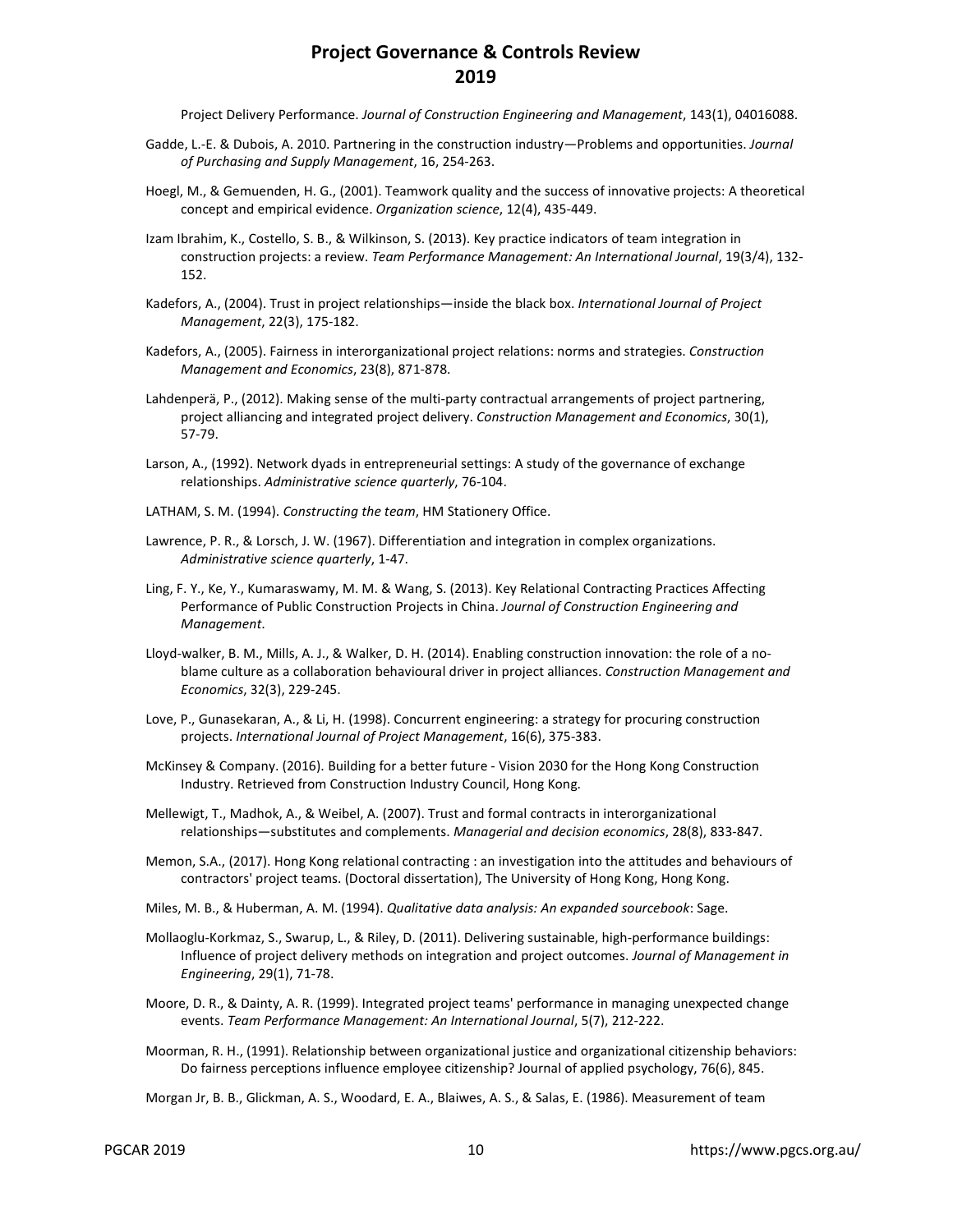Project Delivery Performance. *Journal of Construction Engineering and Management*, 143(1), 04016088.

Gadde, L.-E. & Dubois, A. 2010. Partnering in the construction industry—Problems and opportunities. *Journal of Purchasing and Supply Management*, 16, 254-263.

Hoegl, M., & Gemuenden, H. G., (2001). Teamwork quality and the success of innovative projects: A theoretical concept and empirical evidence. *Organization science*, 12(4), 435-449.

Izam Ibrahim, K., Costello, S. B., & Wilkinson, S. (2013). Key practice indicators of team integration in construction projects: a review. *Team Performance Management: An International Journal*, 19(3/4), 132-152.

Kadefors, A., (2004). Trust in project relationships—inside the black box. *International Journal of Project Management*, 22(3), 175-182.

Kadefors, A., (2005). Fairness in interorganizational project relations: norms and strategies. *Construction Management and Economics*, 23(8), 871-878.

Lahdenperä, P., (2012). Making sense of the multi-party contractual arrangements of project partnering, project alliancing and integrated project delivery. *Construction Management and Economics*, 30(1), 57-79.

Larson, A., (1992). Network dyads in entrepreneurial settings: A study of the governance of exchange relationships. *Administrative science quarterly*, 76-104.

LATHAM, S. M. (1994). *Constructing the team*, HM Stationery Office.

Lawrence, P. R., & Lorsch, J. W. (1967). Differentiation and integration in complex organizations. *Administrative science quarterly*, 1-47.

Ling, F. Y., Ke, Y., Kumaraswamy, M. M. & Wang, S. (2013). Key Relational Contracting Practices Affecting Performance of Public Construction Projects in China. *Journal of Construction Engineering and Management*.

Lloyd-walker, B. M., Mills, A. J., & Walker, D. H. (2014). Enabling construction innovation: the role of a no-blame culture as a collaboration behavioural driver in project alliances. *Construction Management and Economics*, 32(3), 229-245.

Love, P., Gunasekaran, A., & Li, H. (1998). Concurrent engineering: a strategy for procuring construction projects. *International Journal of Project Management*, 16(6), 375-383.

McKinsey & Company. (2016). Building for a better future - Vision 2030 for the Hong Kong Construction Industry. Retrieved from Construction Industry Council, Hong Kong.

Mellewigt, T., Madhok, A., & Weibel, A. (2007). Trust and formal contracts in interorganizational relationships—substitutes and complements. *Managerial and decision economics*, 28(8), 833-847.

Memon, S.A., (2017). Hong Kong relational contracting : an investigation into the attitudes and behaviours of contractors' project teams. (Doctoral dissertation), The University of Hong Kong, Hong Kong.

Miles, M. B., & Huberman, A. M. (1994). *Qualitative data analysis: An expanded sourcebook*: Sage.

Mollaoglu-Korkmaz, S., Swarup, L., & Riley, D. (2011). Delivering sustainable, high-performance buildings: Influence of project delivery methods on integration and project outcomes. *Journal of Management in Engineering*, 29(1), 71-78.

Moore, D. R., & Dainty, A. R. (1999). Integrated project teams' performance in managing unexpected change events. *Team Performance Management: An International Journal*, 5(7), 212-222.

Moorman, R. H., (1991). Relationship between organizational justice and organizational citizenship behaviors: Do fairness perceptions influence employee citizenship? Journal of applied psychology, 76(6), 845.

Morgan Jr, B. B., Glickman, A. S., Woodard, E. A., Blaiwes, A. S., & Salas, E. (1986). Measurement of team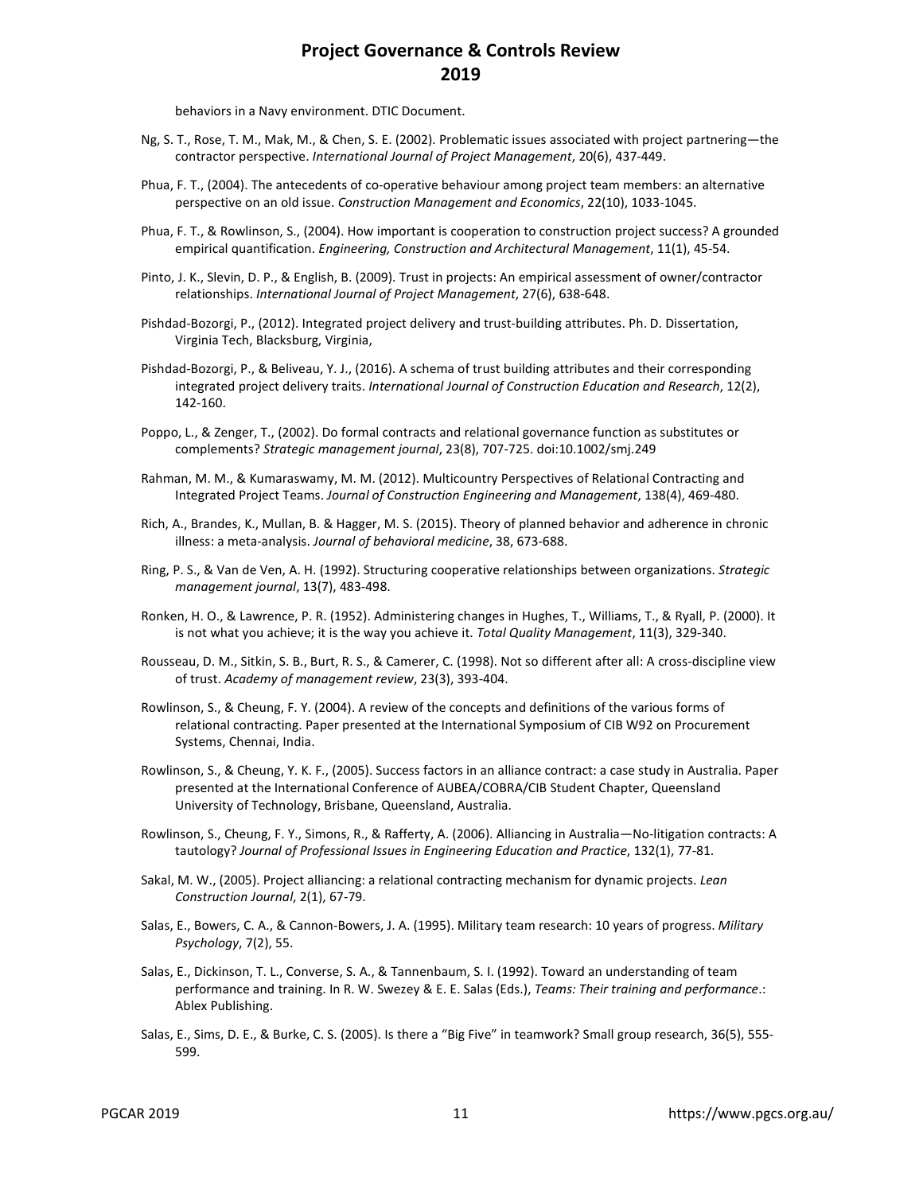behaviors in a Navy environment. DTIC Document.

Ng, S. T., Rose, T. M., Mak, M., & Chen, S. E. (2002). Problematic issues associated with project partnering—the contractor perspective. *International Journal of Project Management*, 20(6), 437-449.

Phua, F. T., (2004). The antecedents of co-operative behaviour among project team members: an alternative perspective on an old issue. *Construction Management and Economics*, 22(10), 1033-1045.

Phua, F. T., & Rowlinson, S., (2004). How important is cooperation to construction project success? A grounded empirical quantification. *Engineering, Construction and Architectural Management*, 11(1), 45-54.

Pinto, J. K., Slevin, D. P., & English, B. (2009). Trust in projects: An empirical assessment of owner/contractor relationships. *International Journal of Project Management*, 27(6), 638-648.

Pishdad-Bozorgi, P., (2012). Integrated project delivery and trust-building attributes. Ph. D. Dissertation, Virginia Tech, Blacksburg, Virginia,

Pishdad-Bozorgi, P., & Beliveau, Y. J., (2016). A schema of trust building attributes and their corresponding integrated project delivery traits. *International Journal of Construction Education and Research*, 12(2), 142-160.

Poppo, L., & Zenger, T., (2002). Do formal contracts and relational governance function as substitutes or complements? *Strategic management journal*, 23(8), 707-725. doi:10.1002/smj.249

Rahman, M. M., & Kumaraswamy, M. M. (2012). Multicountry Perspectives of Relational Contracting and Integrated Project Teams. *Journal of Construction Engineering and Management*, 138(4), 469-480.

Rich, A., Brandes, K., Mullan, B. & Hagger, M. S. (2015). Theory of planned behavior and adherence in chronic illness: a meta-analysis. *Journal of behavioral medicine*, 38, 673-688.

Ring, P. S., & Van de Ven, A. H. (1992). Structuring cooperative relationships between organizations. *Strategic management journal*, 13(7), 483-498.

Ronken, H. O., & Lawrence, P. R. (1952). Administering changes in Hughes, T., Williams, T., & Ryall, P. (2000). It is not what you achieve; it is the way you achieve it. *Total Quality Management*, 11(3), 329-340.

Rousseau, D. M., Sitkin, S. B., Burt, R. S., & Camerer, C. (1998). Not so different after all: A cross-discipline view of trust. *Academy of management review*, 23(3), 393-404.

Rowlinson, S., & Cheung, F. Y. (2004). A review of the concepts and definitions of the various forms of relational contracting. Paper presented at the International Symposium of CIB W92 on Procurement Systems, Chennai, India.

Rowlinson, S., & Cheung, Y. K. F., (2005). Success factors in an alliance contract: a case study in Australia. Paper presented at the International Conference of AUBEA/COBRA/CIB Student Chapter, Queensland University of Technology, Brisbane, Queensland, Australia.

Rowlinson, S., Cheung, F. Y., Simons, R., & Rafferty, A. (2006). Alliancing in Australia—No-litigation contracts: A tautology? *Journal of Professional Issues in Engineering Education and Practice*, 132(1), 77-81.

Sakal, M. W., (2005). Project alliancing: a relational contracting mechanism for dynamic projects. *Lean Construction Journal*, 2(1), 67-79.

Salas, E., Bowers, C. A., & Cannon-Bowers, J. A. (1995). Military team research: 10 years of progress. *Military Psychology*, 7(2), 55.

Salas, E., Dickinson, T. L., Converse, S. A., & Tannenbaum, S. I. (1992). Toward an understanding of team performance and training. In R. W. Swezey & E. E. Salas (Eds.), *Teams: Their training and performance*.: Ablex Publishing.

Salas, E., Sims, D. E., & Burke, C. S. (2005). Is there a "Big Five" in teamwork? Small group research, 36(5), 555-599.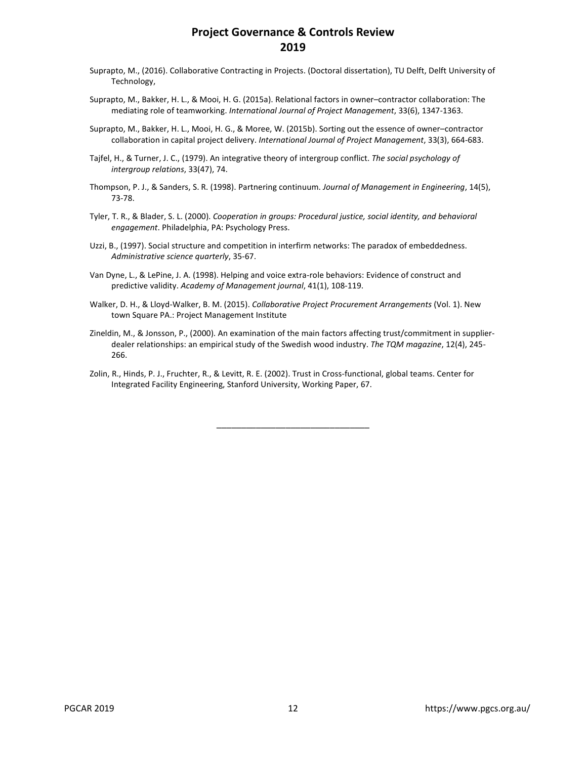Suprapto, M., (2016). Collaborative Contracting in Projects. (Doctoral dissertation), TU Delft, Delft University of Technology,

Suprapto, M., Bakker, H. L., & Mooi, H. G. (2015a). Relational factors in owner–contractor collaboration: The mediating role of teamworking. *International Journal of Project Management*, 33(6), 1347-1363.

Suprapto, M., Bakker, H. L., Mooi, H. G., & Moree, W. (2015b). Sorting out the essence of owner–contractor collaboration in capital project delivery. *International Journal of Project Management*, 33(3), 664-683.

Tajfel, H., & Turner, J. C., (1979). An integrative theory of intergroup conflict. *The social psychology of intergroup relations*, 33(47), 74.

Thompson, P. J., & Sanders, S. R. (1998). Partnering continuum. *Journal of Management in Engineering*, 14(5), 73-78.

Tyler, T. R., & Blader, S. L. (2000). *Cooperation in groups: Procedural justice, social identity, and behavioral engagement*. Philadelphia, PA: Psychology Press.

Uzzi, B., (1997). Social structure and competition in interfirm networks: The paradox of embeddedness. *Administrative science quarterly*, 35-67.

Van Dyne, L., & LePine, J. A. (1998). Helping and voice extra-role behaviors: Evidence of construct and predictive validity. *Academy of Management journal*, 41(1), 108-119.

Walker, D. H., & Lloyd-Walker, B. M. (2015). *Collaborative Project Procurement Arrangements* (Vol. 1). New town Square PA.: Project Management Institute

Zineldin, M., & Jonsson, P., (2000). An examination of the main factors affecting trust/commitment in supplier-dealer relationships: an empirical study of the Swedish wood industry. *The TQM magazine*, 12(4), 245-266.

Zolin, R., Hinds, P. J., Fruchter, R., & Levitt, R. E. (2002). Trust in Cross-functional, global teams. Center for Integrated Facility Engineering, Stanford University, Working Paper, 67.

---